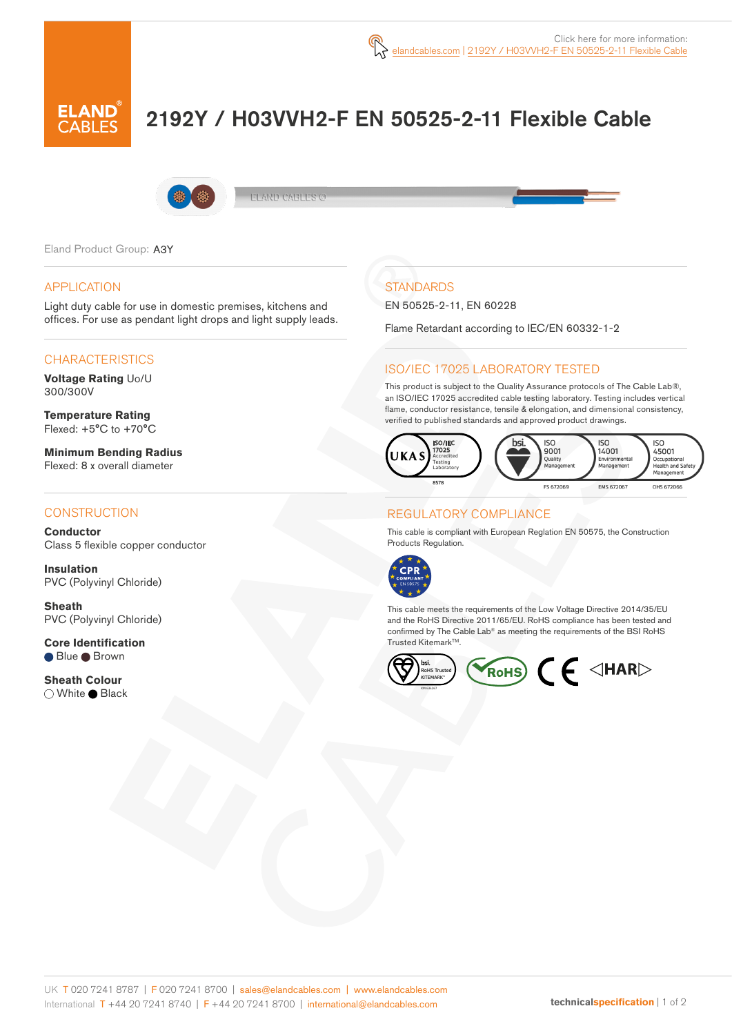Click here for more information: elandcables.com | 2192Y / H03VVH2-F EN 50525-2-11 Flexible Cable

# 2192Y / H03VVH2-F EN 50525-2-11 Flexible Cable

Eland Product Group: A3Y

## APPLICATION

Light duty cable for use in domestic premises, kitchens and offices. For use as pendant light drops and light supply leads.

## CHARACTERISTICS

**Voltage Rating** Uo/U
300/300V

**Temperature Rating**
Flexed: +5°C to +70°C

**Minimum Bending Radius**
Flexed: 8 x overall diameter

## CONSTRUCTION

**Conductor**
Class 5 flexible copper conductor

**Insulation**
PVC (Polyvinyl Chloride)

**Sheath**
PVC (Polyvinyl Chloride)

**Core Identification**
● Blue ● Brown

**Sheath Colour**
○ White ● Black

## STANDARDS

EN 50525-2-11, EN 60228

Flame Retardant according to IEC/EN 60332-1-2

## ISO/IEC 17025 LABORATORY TESTED

This product is subject to the Quality Assurance protocols of The Cable Lab®, an ISO/IEC 17025 accredited cable testing laboratory. Testing includes vertical flame, conductor resistance, tensile & elongation, and dimensional consistency, verified to published standards and approved product drawings.

UKAS ISO/IEC 17025 Accredited Testing Laboratory 8578 | bsi. ISO 9001 Quality Management FS 672069 | ISO 14001 Environmental Management EMS 672067 | ISO 45001 Occupational Health and Safety Management OHS 672066

## REGULATORY COMPLIANCE

This cable is compliant with European Reglation EN 50575, the Construction Products Regulation.

CPR COMPLIANT EN 50575

This cable meets the requirements of the Low Voltage Directive 2014/35/EU and the RoHS Directive 2011/65/EU. RoHS compliance has been tested and confirmed by The Cable Lab® as meeting the requirements of the BSI RoHS Trusted Kitemark™.

bsi. RoHS Trusted KITEMARK™ | RoHS | CE | ◁HAR▷

UK T 020 7241 8787 | F 020 7241 8700 | sales@elandcables.com | www.elandcables.com
International T +44 20 7241 8740 | F +44 20 7241 8700 | international@elandcables.com

technicalspecification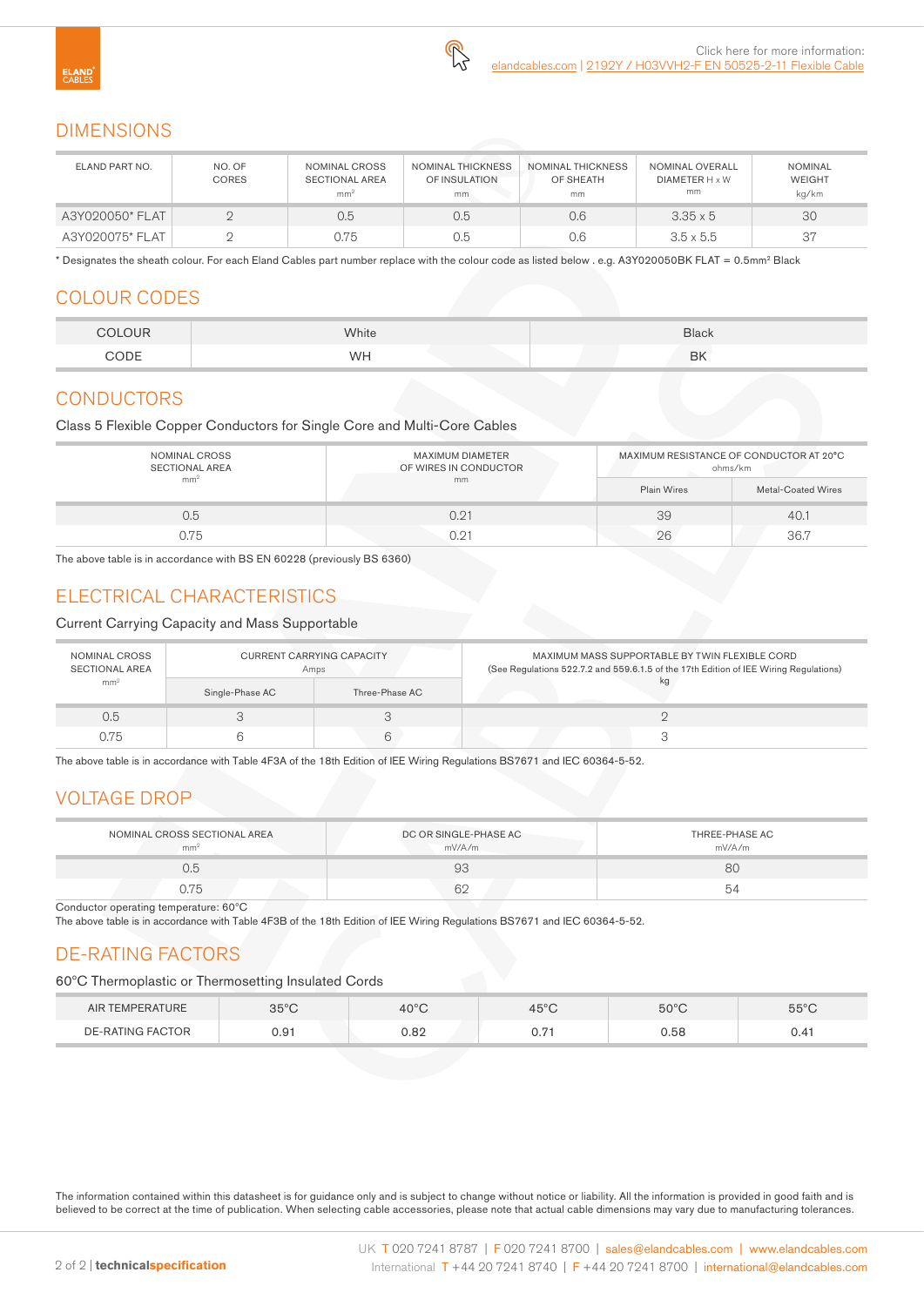Click here for more information:
elandcables.com | 2192Y / H03VVH2-F EN 50525-2-11 Flexible Cable

## DIMENSIONS

| ELAND PART NO. | NO. OF CORES | NOMINAL CROSS SECTIONAL AREA $mm^2$ | NOMINAL THICKNESS OF INSULATION mm | NOMINAL THICKNESS OF SHEATH mm | NOMINAL OVERALL DIAMETER H x W mm | NOMINAL WEIGHT kg/km |
|---|---|---|---|---|---|---|
| A3Y020050* FLAT | 2 | 0.5 | 0.5 | 0.6 | 3.35 x 5 | 30 |
| A3Y020075* FLAT | 2 | 0.75 | 0.5 | 0.6 | 3.5 x 5.5 | 37 |

* Designates the sheath colour. For each Eland Cables part number replace with the colour code as listed below . e.g. A3Y020050BK FLAT = 0.5mm² Black

## COLOUR CODES

| COLOUR | White | Black |
|---|---|---|
| CODE | WH | BK |

## CONDUCTORS

Class 5 Flexible Copper Conductors for Single Core and Multi-Core Cables

| NOMINAL CROSS SECTIONAL AREA $mm^2$ | MAXIMUM DIAMETER OF WIRES IN CONDUCTOR mm | MAXIMUM RESISTANCE OF CONDUCTOR AT 20°C ohms/km | |
|---|---|---|---|
| | | Plain Wires | Metal-Coated Wires |
| 0.5 | 0.21 | 39 | 40.1 |
| 0.75 | 0.21 | 26 | 36.7 |

The above table is in accordance with BS EN 60228 (previously BS 6360)

## ELECTRICAL CHARACTERISTICS

Current Carrying Capacity and Mass Supportable

| NOMINAL CROSS SECTIONAL AREA $mm^2$ | CURRENT CARRYING CAPACITY Amps | | MAXIMUM MASS SUPPORTABLE BY TWIN FLEXIBLE CORD (See Regulations 522.7.2 and 559.6.1.5 of the 17th Edition of IEE Wiring Regulations) kg |
|---|---|---|---|
| | Single-Phase AC | Three-Phase AC | |
| 0.5 | 3 | 3 | 2 |
| 0.75 | 6 | 6 | 3 |

The above table is in accordance with Table 4F3A of the 18th Edition of IEE Wiring Regulations BS7671 and IEC 60364-5-52.

## VOLTAGE DROP

| NOMINAL CROSS SECTIONAL AREA $mm^2$ | DC OR SINGLE-PHASE AC mV/A/m | THREE-PHASE AC mV/A/m |
|---|---|---|
| 0.5 | 93 | 80 |
| 0.75 | 62 | 54 |

Conductor operating temperature: 60°C
The above table is in accordance with Table 4F3B of the 18th Edition of IEE Wiring Regulations BS7671 and IEC 60364-5-52.

## DE-RATING FACTORS

60°C Thermoplastic or Thermosetting Insulated Cords

| AIR TEMPERATURE | 35°C | 40°C | 45°C | 50°C | 55°C |
|---|---|---|---|---|---|
| DE-RATING FACTOR | 0.91 | 0.82 | 0.71 | 0.58 | 0.41 |

The information contained within this datasheet is for guidance only and is subject to change without notice or liability. All the information is provided in good faith and is believed to be correct at the time of publication. When selecting cable accessories, please note that actual cable dimensions may vary due to manufacturing tolerances.

UK T 020 7241 8787 | F 020 7241 8700 | sales@elandcables.com | www.elandcables.com
International T +44 20 7241 8740 | F +44 20 7241 8700 | international@elandcables.com